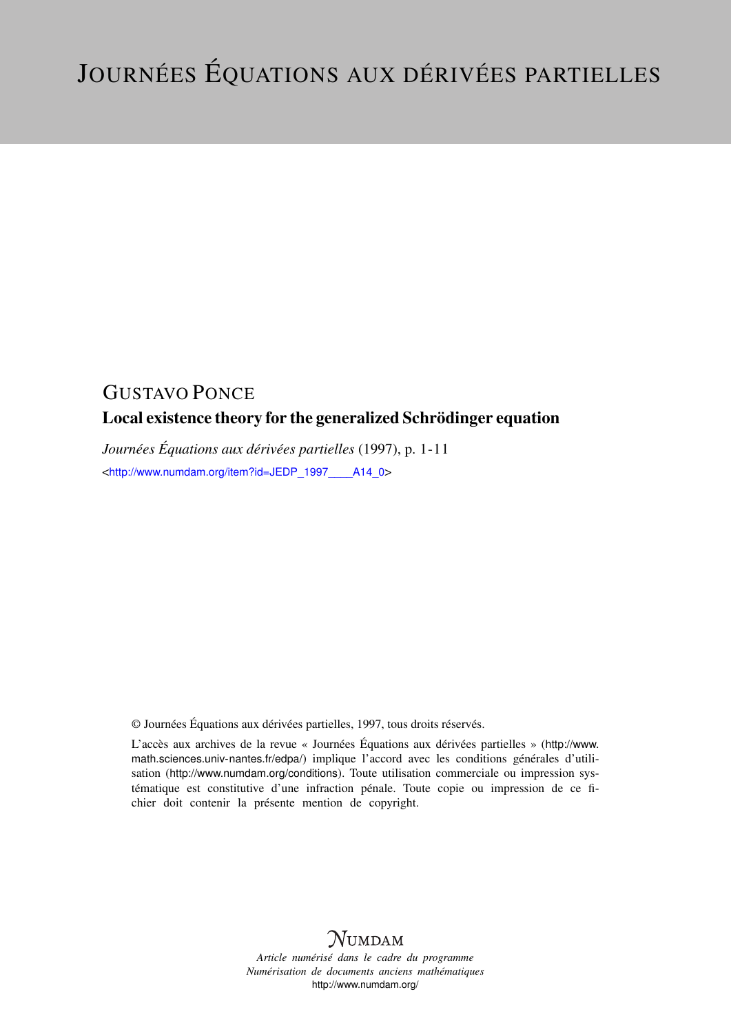# Journées Équations aux dérivées partielles

GUSTAVO PONCE

**Local existence theory for the generalized Schrödinger equation**

*Journées Équations aux dérivées partielles* (1997), p. 1-11

<http://www.numdam.org/item?id=JEDP_1997____A14_0>

© Journées Équations aux dérivées partielles, 1997, tous droits réservés.

L'accès aux archives de la revue « Journées Équations aux dérivées partielles » (http://www.math.sciences.univ-nantes.fr/edpa/) implique l'accord avec les conditions générales d'utilisation (http://www.numdam.org/conditions). Toute utilisation commerciale ou impression systématique est constitutive d'une infraction pénale. Toute copie ou impression de ce fichier doit contenir la présente mention de copyright.

NUMDAM

*Article numérisé dans le cadre du programme*
*Numérisation de documents anciens mathématiques*
http://www.numdam.org/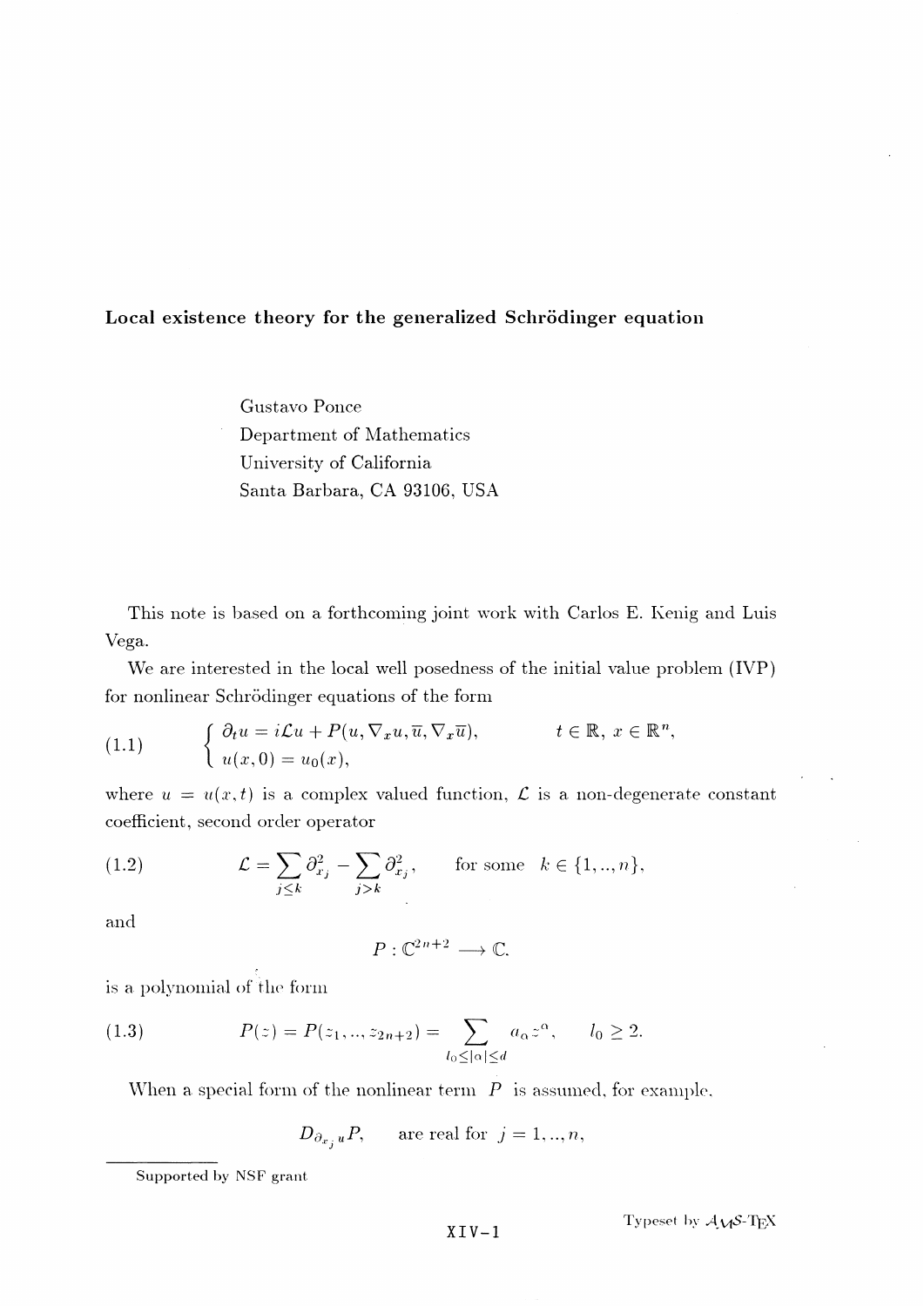# Local existence theory for the generalized Schrödinger equation

Gustavo Ponce
Department of Mathematics
University of California
Santa Barbara, CA 93106, USA

This note is based on a forthcoming joint work with Carlos E. Kenig and Luis Vega.

We are interested in the local well posedness of the initial value problem (IVP) for nonlinear Schrödinger equations of the form

$$
(1.1) \qquad \begin{cases} \partial_t u = i\mathcal{L}u + P(u, \nabla_x u, \overline{u}, \nabla_x \overline{u}), & t \in \mathbb{R},\ x \in \mathbb{R}^n, \\ u(x,0) = u_0(x), \end{cases}
$$

where $u = u(x,t)$ is a complex valued function, $\mathcal{L}$ is a non-degenerate constant coefficient, second order operator

$$
(1.2) \qquad \mathcal{L} = \sum_{j \le k} \partial_{x_j}^2 - \sum_{j > k} \partial_{x_j}^2, \qquad \text{for some} \quad k \in \{1, .., n\},
$$

and

$$
P : \mathbb{C}^{2n+2} \longrightarrow \mathbb{C}.
$$

is a polynomial of the form

$$
(1.3) \qquad P(z) = P(z_1, .., z_{2n+2}) = \sum_{l_0 \le |\alpha| \le d} a_\alpha z^\alpha, \qquad l_0 \ge 2.
$$

When a special form of the nonlinear term $P$ is assumed, for example,

$$
D_{\partial_{x_j} u} P, \qquad \text{are real for } j = 1, .., n,
$$

Supported by NSF grant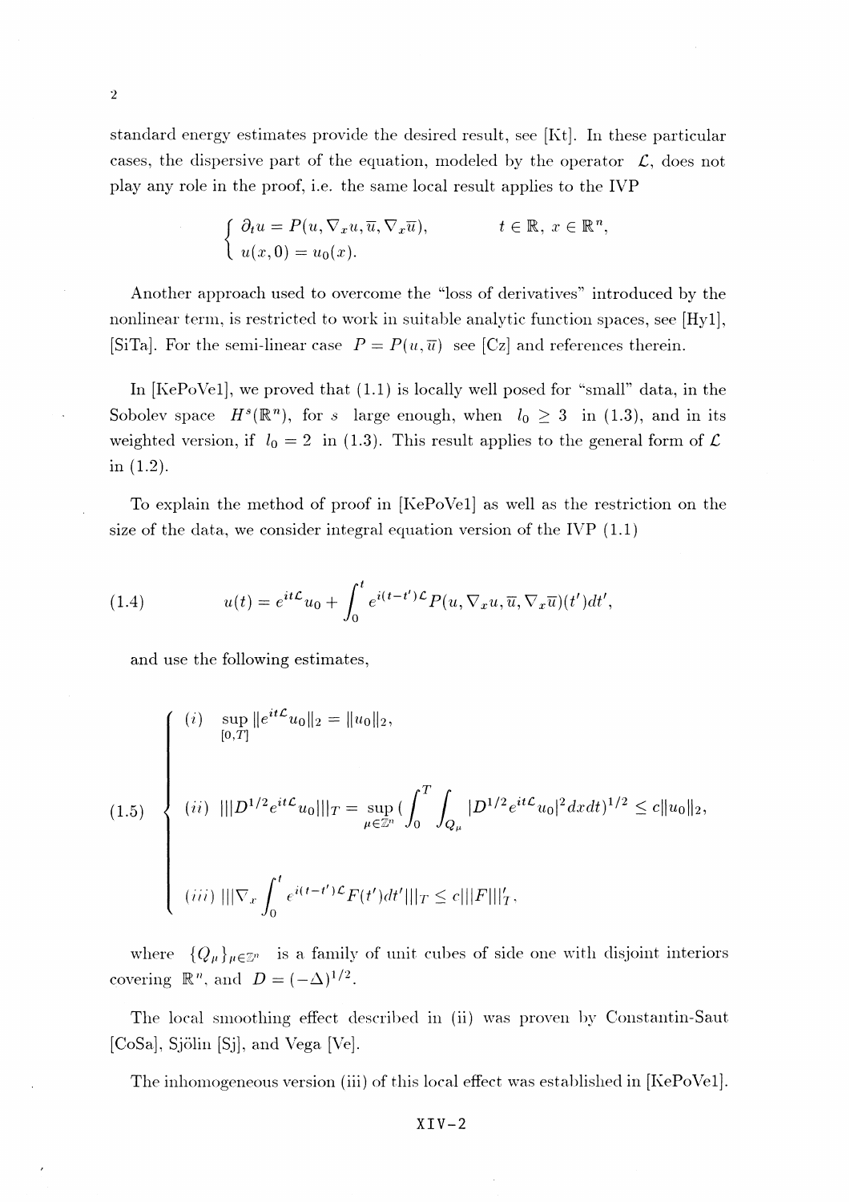standard energy estimates provide the desired result, see [Kt]. In these particular cases, the dispersive part of the equation, modeled by the operator $\mathcal{L}$, does not play any role in the proof, i.e. the same local result applies to the IVP

$$
\begin{cases} \partial_t u = P(u, \nabla_x u, \overline{u}, \nabla_x \overline{u}), & t \in \mathbb{R},\ x \in \mathbb{R}^n, \\ u(x,0) = u_0(x). \end{cases}
$$

Another approach used to overcome the "loss of derivatives" introduced by the nonlinear term, is restricted to work in suitable analytic function spaces, see [Hy1], [SiTa]. For the semi-linear case $P = P(u, \overline{u})$ see [Cz] and references therein.

In [KePoVe1], we proved that (1.1) is locally well posed for "small" data, in the Sobolev space $H^s(\mathbb{R}^n)$, for $s$ large enough, when $l_0 \geq 3$ in (1.3), and in its weighted version, if $l_0 = 2$ in (1.3). This result applies to the general form of $\mathcal{L}$ in (1.2).

To explain the method of proof in [KePoVe1] as well as the restriction on the size of the data, we consider integral equation version of the IVP (1.1)

$$
u(t) = e^{it\mathcal{L}} u_0 + \int_0^t e^{i(t-t')\mathcal{L}} P(u, \nabla_x u, \overline{u}, \nabla_x \overline{u})(t')dt', \tag{1.4}
$$

and use the following estimates,

$$
\begin{cases} (i) \quad \sup\limits_{[0,T]} \|e^{it\mathcal{L}} u_0\|_2 = \|u_0\|_2, \\[2ex] (ii) \quad |||D^{1/2} e^{it\mathcal{L}} u_0|||_T = \sup\limits_{\mu \in \mathbb{Z}^n} \left( \displaystyle\int_0^T \int_{Q_\mu} |D^{1/2} e^{it\mathcal{L}} u_0|^2 dx dt \right)^{1/2} \leq c \|u_0\|_2, \\[2ex] (iii) \quad |||\nabla_x \displaystyle\int_0^t e^{i(t-t')\mathcal{L}} F(t') dt'|||_T \leq c |||F|||'_T, \end{cases} \tag{1.5}
$$

where $\{Q_\mu\}_{\mu \in \mathbb{Z}^n}$ is a family of unit cubes of side one with disjoint interiors covering $\mathbb{R}^n$, and $D = (-\Delta)^{1/2}$.

The local smoothing effect described in (ii) was proven by Constantin-Saut [CoSa], Sjölin [Sj], and Vega [Ve].

The inhomogeneous version (iii) of this local effect was established in [KePoVe1].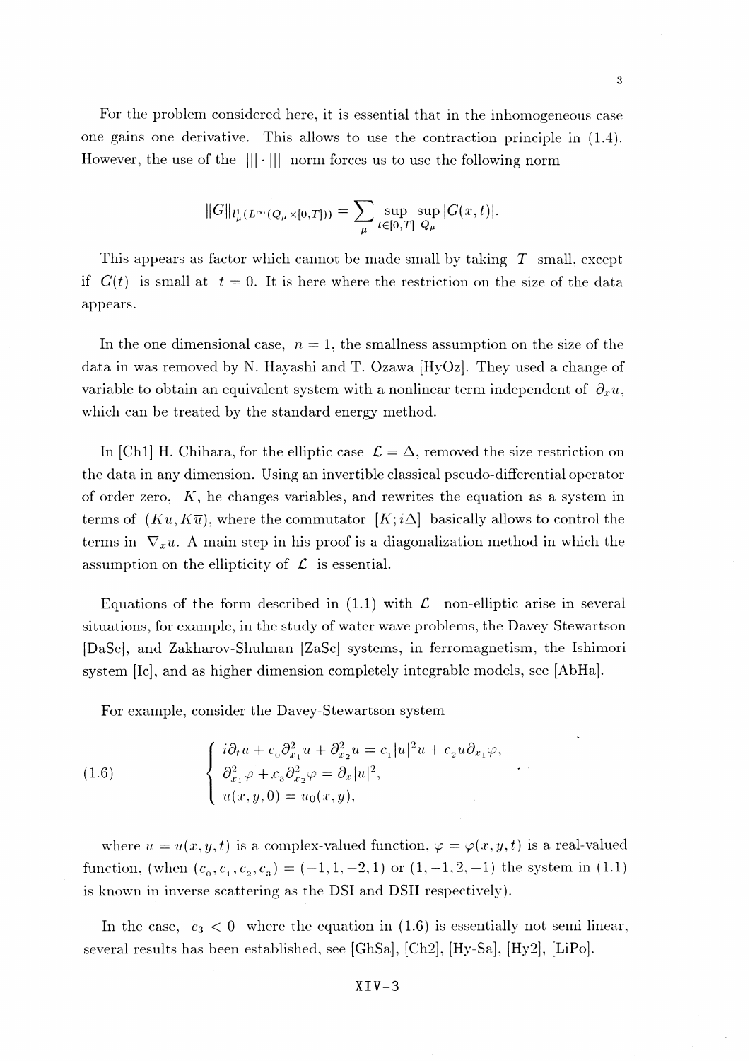For the problem considered here, it is essential that in the inhomogeneous case one gains one derivative. This allows to use the contraction principle in (1.4). However, the use of the $|||\cdot|||$ norm forces us to use the following norm

$$\|G\|_{l^1_\mu(L^\infty(Q_\mu\times[0,T]))} = \sum_\mu \sup_{t\in[0,T]} \sup_{Q_\mu} |G(x,t)|.$$

This appears as factor which cannot be made small by taking $T$ small, except if $G(t)$ is small at $t=0$. It is here where the restriction on the size of the data appears.

In the one dimensional case, $n=1$, the smallness assumption on the size of the data in was removed by N. Hayashi and T. Ozawa [HyOz]. They used a change of variable to obtain an equivalent system with a nonlinear term independent of $\partial_x u$, which can be treated by the standard energy method.

In [Ch1] H. Chihara, for the elliptic case $\mathcal{L}=\Delta$, removed the size restriction on the data in any dimension. Using an invertible classical pseudo-differential operator of order zero, $K$, he changes variables, and rewrites the equation as a system in terms of $(Ku, K\overline{u})$, where the commutator $[K; i\Delta]$ basically allows to control the terms in $\nabla_x u$. A main step in his proof is a diagonalization method in which the assumption on the ellipticity of $\mathcal{L}$ is essential.

Equations of the form described in (1.1) with $\mathcal{L}$ non-elliptic arise in several situations, for example, in the study of water wave problems, the Davey-Stewartson [DaSe], and Zakharov-Shulman [ZaSc] systems, in ferromagnetism, the Ishimori system [Ic], and as higher dimension completely integrable models, see [AbHa].

For example, consider the Davey-Stewartson system

$$\text{(1.6)}\qquad \begin{cases} i\partial_t u + c_0\partial_{x_1}^2 u + \partial_{x_2}^2 u = c_1|u|^2 u + c_2 u\partial_{x_1}\varphi, \\ \partial_{x_1}^2\varphi + c_3\partial_{x_2}^2\varphi = \partial_x|u|^2, \\ u(x,y,0) = u_0(x,y), \end{cases}$$

where $u = u(x,y,t)$ is a complex-valued function, $\varphi = \varphi(x,y,t)$ is a real-valued function, (when $(c_0, c_1, c_2, c_3) = (-1,1,-2,1)$ or $(1,-1,2,-1)$ the system in (1.1) is known in inverse scattering as the DSI and DSII respectively).

In the case, $c_3 < 0$ where the equation in (1.6) is essentially not semi-linear, several results has been established, see [GhSa], [Ch2], [Hy-Sa], [Hy2], [LiPo].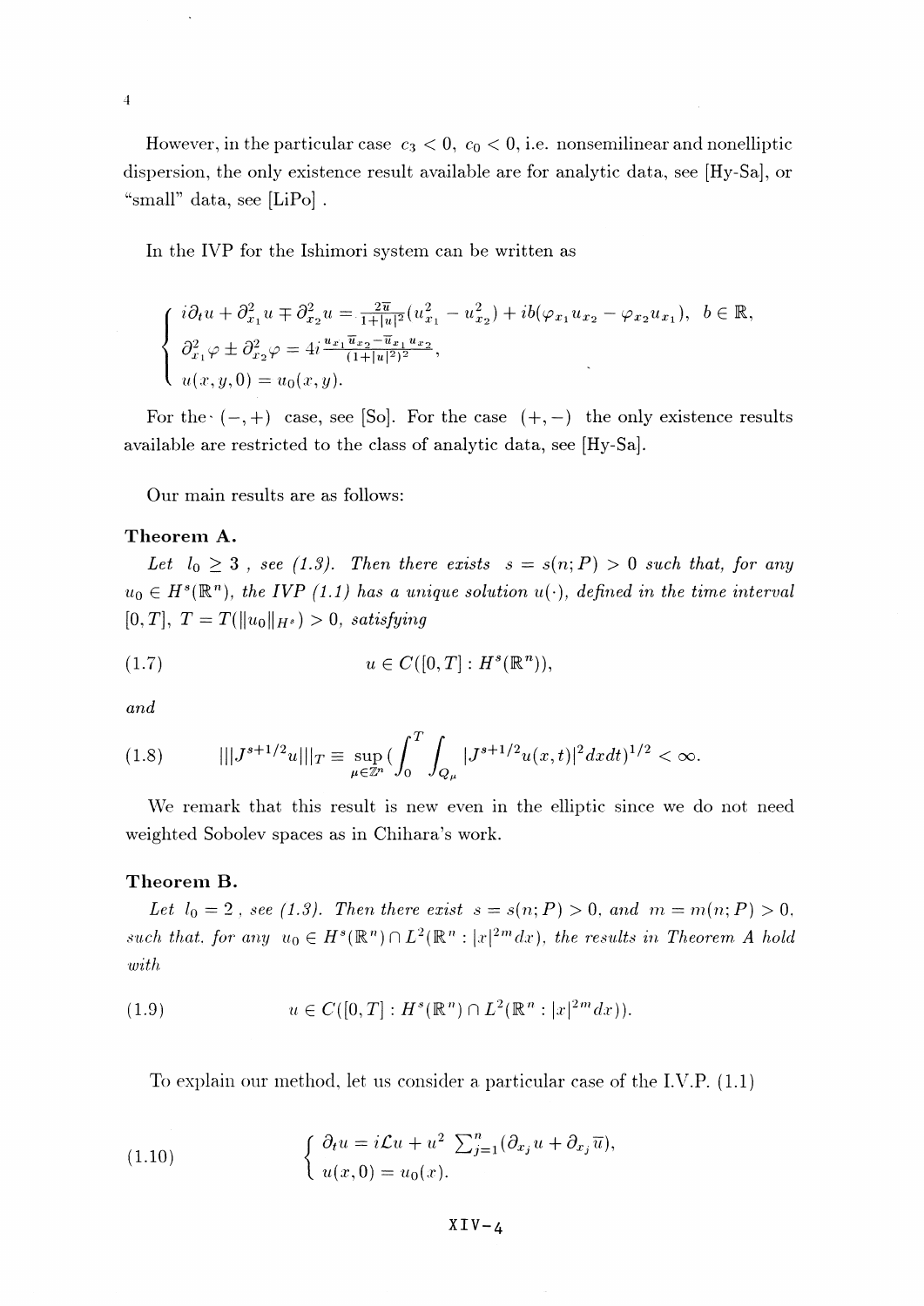However, in the particular case $c_3 < 0$, $c_0 < 0$, i.e. nonsemilinear and nonelliptic dispersion, the only existence result available are for analytic data, see [Hy-Sa], or "small" data, see [LiPo] .

In the IVP for the Ishimori system can be written as

$$
\begin{cases}
i\partial_t u + \partial_{x_1}^2 u \mp \partial_{x_2}^2 u = \frac{2\overline{u}}{1+|u|^2}(u_{x_1}^2 - u_{x_2}^2) + ib(\varphi_{x_1} u_{x_2} - \varphi_{x_2} u_{x_1}), \;\; b \in \mathbb{R}, \\
\partial_{x_1}^2 \varphi \pm \partial_{x_2}^2 \varphi = 4i \frac{u_{x_1}\overline{u}_{x_2} - \overline{u}_{x_1} u_{x_2}}{(1+|u|^2)^2}, \\
u(x, y, 0) = u_0(x, y).
\end{cases}
$$

For the $(-,+)$ case, see [So]. For the case $(+,-)$ the only existence results available are restricted to the class of analytic data, see [Hy-Sa].

Our main results are as follows:

**Theorem A.**

*Let $l_0 \geq 3$ , see (1.3). Then there exists $s = s(n; P) > 0$ such that, for any $u_0 \in H^s(\mathbb{R}^n)$, the IVP (1.1) has a unique solution $u(\cdot)$, defined in the time interval $[0, T]$, $T = T(\|u_0\|_{H^s}) > 0$, satisfying*

$$
u \in C([0, T] : H^s(\mathbb{R}^n)), \tag{1.7}
$$

*and*

$$
|||J^{s+1/2} u|||_T \equiv \sup_{\mu \in \mathbb{Z}^n} \Big( \int_0^T \int_{Q_\mu} |J^{s+1/2} u(x,t)|^2 dx dt \Big)^{1/2} < \infty. \tag{1.8}
$$

We remark that this result is new even in the elliptic since we do not need weighted Sobolev spaces as in Chihara's work.

**Theorem B.**

*Let $l_0 = 2$ , see (1.3). Then there exist $s = s(n; P) > 0$, and $m = m(n; P) > 0$, such that, for any $u_0 \in H^s(\mathbb{R}^n) \cap L^2(\mathbb{R}^n : |x|^{2m} dx)$, the results in Theorem A hold with*

$$
u \in C([0, T] : H^s(\mathbb{R}^n) \cap L^2(\mathbb{R}^n : |x|^{2m} dx)). \tag{1.9}
$$

To explain our method, let us consider a particular case of the I.V.P. (1.1)

$$
\begin{cases}
\partial_t u = i\mathcal{L} u + u^2 \sum_{j=1}^n (\partial_{x_j} u + \partial_{x_j} \overline{u}), \\
u(x, 0) = u_0(x).
\end{cases} \tag{1.10}
$$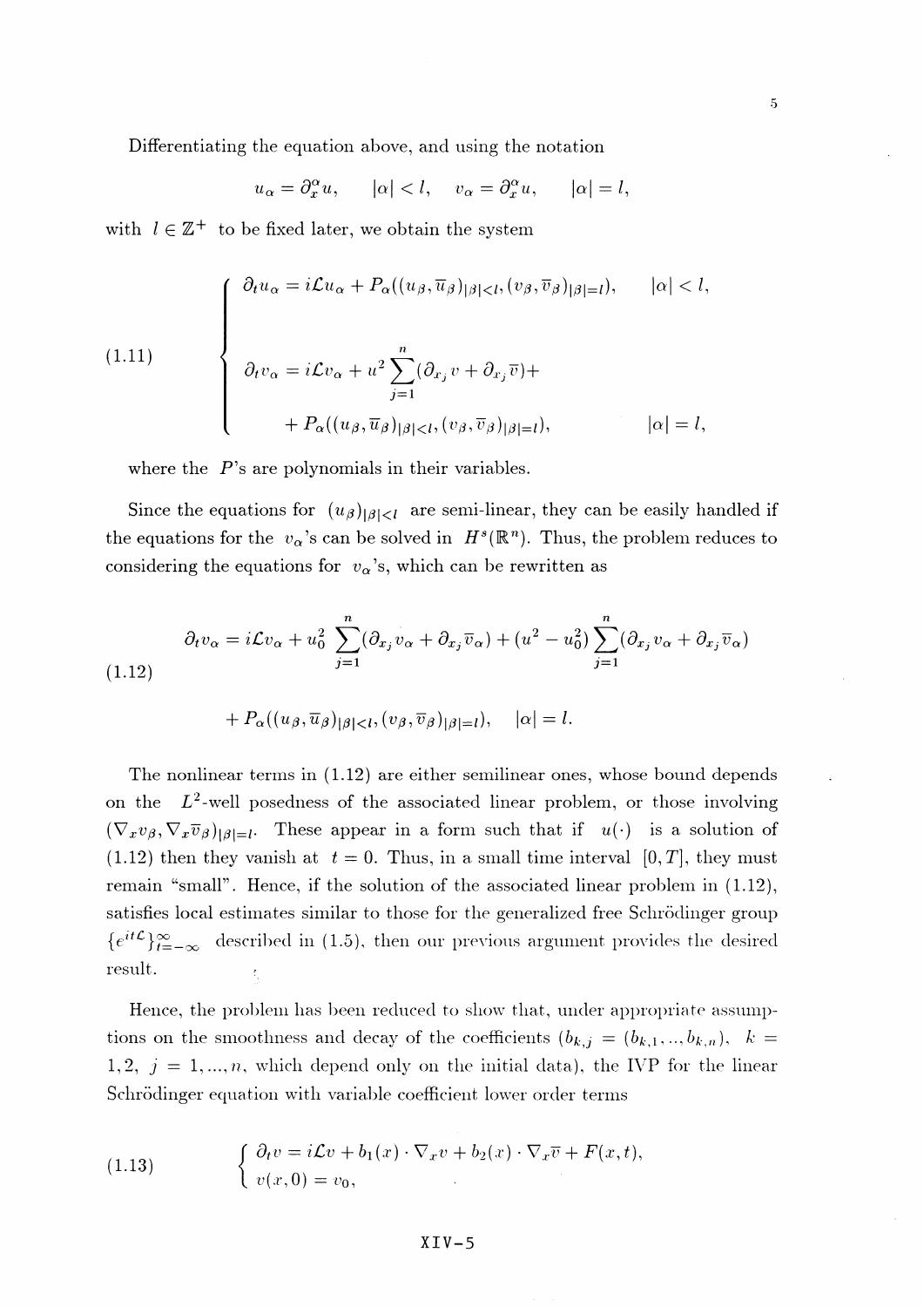Differentiating the equation above, and using the notation

$$u_\alpha = \partial_x^\alpha u, \qquad |\alpha| < l, \qquad v_\alpha = \partial_x^\alpha u, \qquad |\alpha| = l,$$

with $l \in \mathbb{Z}^+$ to be fixed later, we obtain the system

$$(1.11) \qquad \begin{cases} \partial_t u_\alpha = i\mathcal{L}u_\alpha + P_\alpha((u_\beta, \overline{u}_\beta)_{|\beta|<l}, (v_\beta, \overline{v}_\beta)_{|\beta|=l}), & |\alpha| < l, \\ \\ \partial_t v_\alpha = i\mathcal{L}v_\alpha + u^2 \displaystyle\sum_{j=1}^{n} (\partial_{x_j} v + \partial_{x_j} \overline{v}) + \\ \qquad + P_\alpha((u_\beta, \overline{u}_\beta)_{|\beta|<l}, (v_\beta, \overline{v}_\beta)_{|\beta|=l}), & |\alpha| = l, \end{cases}$$

where the $P$'s are polynomials in their variables.

Since the equations for $(u_\beta)_{|\beta|<l}$ are semi-linear, they can be easily handled if the equations for the $v_\alpha$'s can be solved in $H^s(\mathbb{R}^n)$. Thus, the problem reduces to considering the equations for $v_\alpha$'s, which can be rewritten as

$$(1.12) \qquad \begin{aligned} \partial_t v_\alpha = i\mathcal{L}v_\alpha &+ u_0^2 \sum_{j=1}^{n} (\partial_{x_j} v_\alpha + \partial_{x_j} \overline{v}_\alpha) + (u^2 - u_0^2) \sum_{j=1}^{n} (\partial_{x_j} v_\alpha + \partial_{x_j} \overline{v}_\alpha) \\ &+ P_\alpha((u_\beta, \overline{u}_\beta)_{|\beta|<l}, (v_\beta, \overline{v}_\beta)_{|\beta|=l}), \quad |\alpha| = l. \end{aligned}$$

The nonlinear terms in (1.12) are either semilinear ones, whose bound depends on the $L^2$-well posedness of the associated linear problem, or those involving $(\nabla_x v_\beta, \nabla_x \overline{v}_\beta)_{|\beta|=l}$. These appear in a form such that if $u(\cdot)$ is a solution of (1.12) then they vanish at $t = 0$. Thus, in a small time interval $[0, T]$, they must remain "small". Hence, if the solution of the associated linear problem in (1.12), satisfies local estimates similar to those for the generalized free Schrödinger group $\{e^{it\mathcal{L}}\}_{t=-\infty}^{\infty}$ described in (1.5), then our previous argument provides the desired result.

Hence, the problem has been reduced to show that, under appropriate assumptions on the smoothness and decay of the coefficients ($b_{k,j} = (b_{k,1}, ..., b_{k,n})$, $k = 1, 2$, $j = 1, ..., n$, which depend only on the initial data), the IVP for the linear Schrödinger equation with variable coefficient lower order terms

$$(1.13) \qquad \begin{cases} \partial_t v = i\mathcal{L}v + b_1(x) \cdot \nabla_x v + b_2(x) \cdot \nabla_x \overline{v} + F(x, t), \\ v(x, 0) = v_0, \end{cases}$$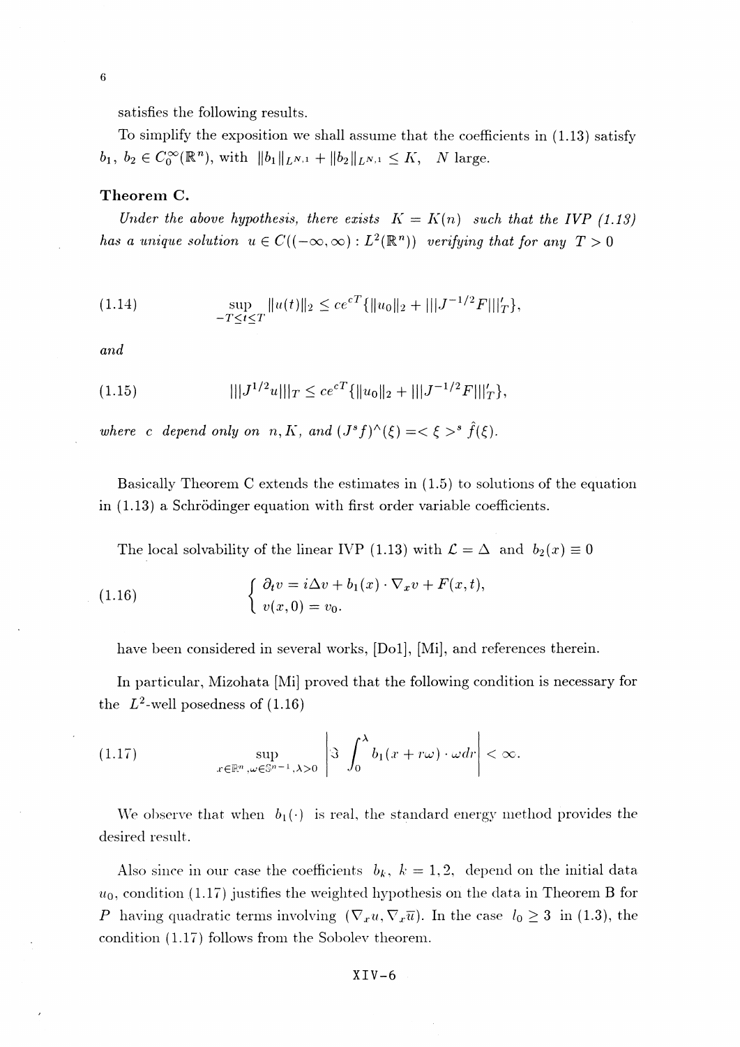satisfies the following results.

To simplify the exposition we shall assume that the coefficients in (1.13) satisfy $b_1,\, b_2 \in C_0^\infty(\mathbb{R}^n)$, with $\|b_1\|_{L^{N,1}} + \|b_2\|_{L^{N,1}} \leq K$, $N$ large.

**Theorem C.**

*Under the above hypothesis, there exists $K = K(n)$ such that the IVP (1.13) has a unique solution $u \in C((-\infty,\infty) : L^2(\mathbb{R}^n))$ verifying that for any $T > 0$*

$$\sup_{-T\leq t\leq T} \|u(t)\|_2 \leq ce^{cT}\{\|u_0\|_2 + |||J^{-1/2}F|||'_T\}, \tag{1.14}$$

*and*

$$|||J^{1/2}u|||_T \leq ce^{cT}\{\|u_0\|_2 + |||J^{-1/2}F|||'_T\}, \tag{1.15}$$

*where $c$ depend only on $n, K$, and $(J^s f)^\wedge(\xi) = <\xi>^s \hat{f}(\xi)$.*

Basically Theorem C extends the estimates in (1.5) to solutions of the equation in (1.13) a Schrödinger equation with first order variable coefficients.

The local solvability of the linear IVP (1.13) with $\mathcal{L} = \Delta$ and $b_2(x) \equiv 0$

$$\begin{cases} \partial_t v = i\Delta v + b_1(x)\cdot\nabla_x v + F(x,t), \\ v(x,0) = v_0. \end{cases} \tag{1.16}$$

have been considered in several works, [Do1], [Mi], and references therein.

In particular, Mizohata [Mi] proved that the following condition is necessary for the $L^2$-well posedness of (1.16)

$$\sup_{x\in\mathbb{R}^n,\,\omega\in\mathbb{S}^{n-1},\,\lambda>0} \left| \Im \int_0^\lambda b_1(x + r\omega)\cdot\omega dr \right| < \infty. \tag{1.17}$$

We observe that when $b_1(\cdot)$ is real, the standard energy method provides the desired result.

Also since in our case the coefficients $b_k$, $k = 1,2$, depend on the initial data $u_0$, condition (1.17) justifies the weighted hypothesis on the data in Theorem B for $P$ having quadratic terms involving $(\nabla_x u, \nabla_x \bar{u})$. In the case $l_0 \geq 3$ in (1.3), the condition (1.17) follows from the Sobolev theorem.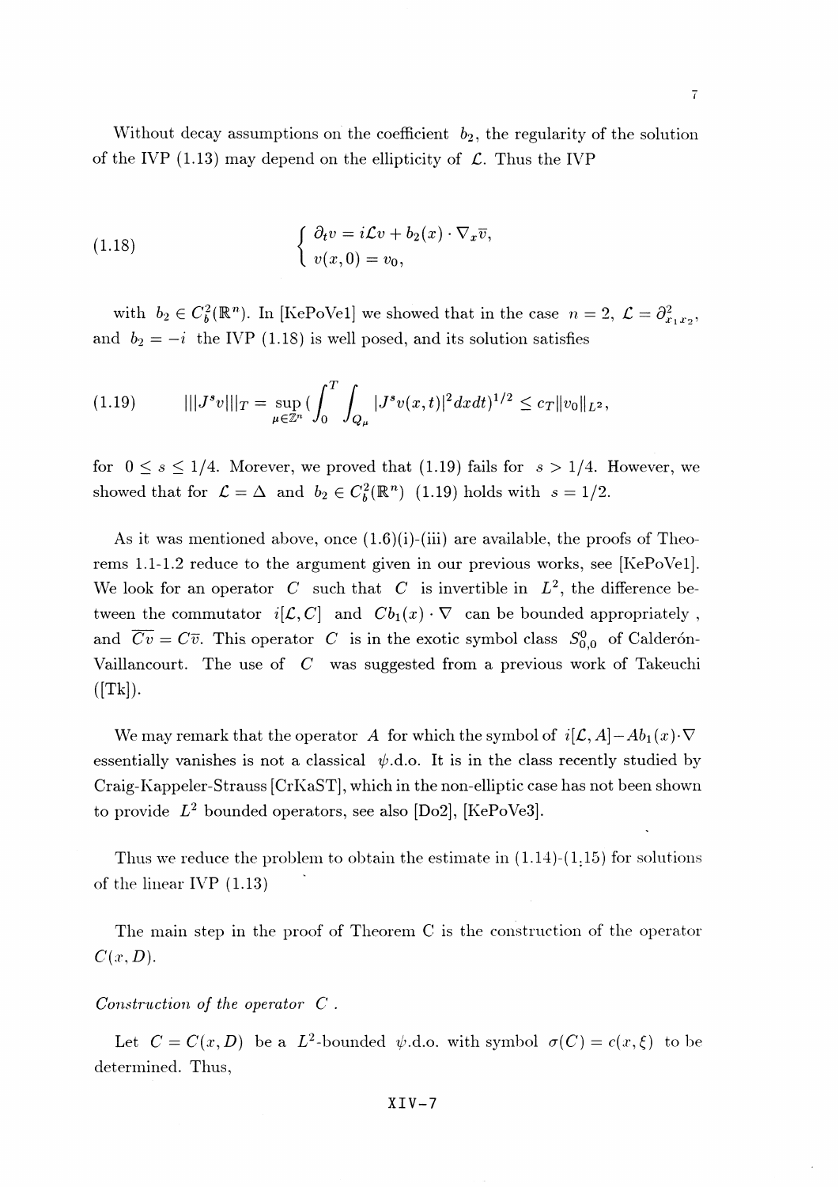Without decay assumptions on the coefficient $b_2$, the regularity of the solution of the IVP (1.13) may depend on the ellipticity of $\mathcal{L}$. Thus the IVP

$$
(1.18) \qquad \begin{cases} \partial_t v = i\mathcal{L}v + b_2(x) \cdot \nabla_x \overline{v}, \\ v(x,0) = v_0, \end{cases}
$$

with $b_2 \in C_b^2(\mathbb{R}^n)$. In [KePoVe1] we showed that in the case $n = 2$, $\mathcal{L} = \partial^2_{x_1 x_2}$, and $b_2 = -i$ the IVP (1.18) is well posed, and its solution satisfies

$$
(1.19) \qquad |||J^s v|||_T = \sup_{\mu \in \mathbb{Z}^n} \Big( \int_0^T \int_{Q_\mu} |J^s v(x,t)|^2 dx dt \Big)^{1/2} \leq c_T \|v_0\|_{L^2},
$$

for $0 \leq s \leq 1/4$. Morever, we proved that (1.19) fails for $s > 1/4$. However, we showed that for $\mathcal{L} = \Delta$ and $b_2 \in C_b^2(\mathbb{R}^n)$ (1.19) holds with $s = 1/2$.

As it was mentioned above, once (1.6)(i)-(iii) are available, the proofs of Theorems 1.1-1.2 reduce to the argument given in our previous works, see [KePoVe1]. We look for an operator $C$ such that $C$ is invertible in $L^2$, the difference between the commutator $i[\mathcal{L}, C]$ and $Cb_1(x) \cdot \nabla$ can be bounded appropriately , and $\overline{Cv} = C\overline{v}$. This operator $C$ is in the exotic symbol class $S^0_{0,0}$ of Calderón-Vaillancourt. The use of $C$ was suggested from a previous work of Takeuchi ([Tk]).

We may remark that the operator $A$ for which the symbol of $i[\mathcal{L}, A] - Ab_1(x) \cdot \nabla$ essentially vanishes is not a classical $\psi$.d.o. It is in the class recently studied by Craig-Kappeler-Strauss [CrKaST], which in the non-elliptic case has not been shown to provide $L^2$ bounded operators, see also [Do2], [KePoVe3].

Thus we reduce the problem to obtain the estimate in (1.14)-(1.15) for solutions of the linear IVP (1.13)

The main step in the proof of Theorem C is the construction of the operator $C(x, D)$.

*Construction of the operator* $C$ .

Let $C = C(x, D)$ be a $L^2$-bounded $\psi$.d.o. with symbol $\sigma(C) = c(x, \xi)$ to be determined. Thus,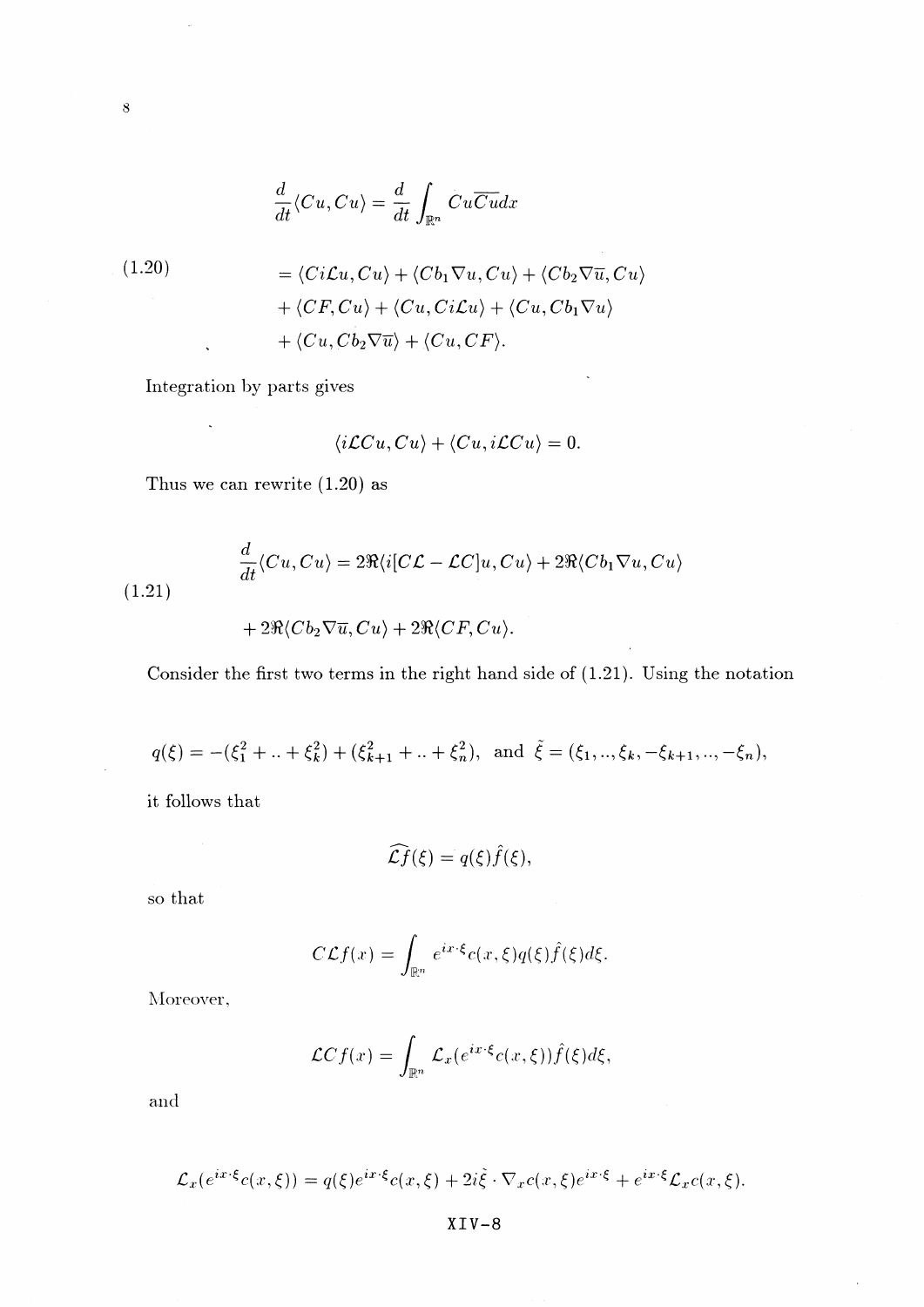$$\frac{d}{dt}\langle Cu, Cu\rangle = \frac{d}{dt}\int_{\mathbb{R}^n} Cu\overline{Cu}dx$$

$$
\begin{aligned}
&= \langle Ci\mathcal{L}u, Cu\rangle + \langle Cb_1\nabla u, Cu\rangle + \langle Cb_2\nabla\overline{u}, Cu\rangle \\
&\quad + \langle CF, Cu\rangle + \langle Cu, Ci\mathcal{L}u\rangle + \langle Cu, Cb_1\nabla u\rangle \\
&\quad + \langle Cu, Cb_2\nabla\overline{u}\rangle + \langle Cu, CF\rangle.
\end{aligned}
\tag{1.20}
$$

Integration by parts gives

$$\langle i\mathcal{L}Cu, Cu\rangle + \langle Cu, i\mathcal{L}Cu\rangle = 0.$$

Thus we can rewrite (1.20) as

$$
\begin{aligned}
\frac{d}{dt}\langle Cu, Cu\rangle &= 2\Re\langle i[C\mathcal{L} - \mathcal{L}C]u, Cu\rangle + 2\Re\langle Cb_1\nabla u, Cu\rangle \\
&\quad + 2\Re\langle Cb_2\nabla\overline{u}, Cu\rangle + 2\Re\langle CF, Cu\rangle.
\end{aligned}
\tag{1.21}
$$

Consider the first two terms in the right hand side of (1.21). Using the notation

$$q(\xi) = -(\xi_1^2 + .. + \xi_k^2) + (\xi_{k+1}^2 + .. + \xi_n^2), \text{ and } \tilde{\xi} = (\xi_1, .., \xi_k, -\xi_{k+1}, .., -\xi_n),$$

it follows that

$$\widehat{\mathcal{L}f}(\xi) = q(\xi)\hat{f}(\xi),$$

so that

$$C\mathcal{L}f(x) = \int_{\mathbb{R}^n} e^{ix\cdot\xi}c(x,\xi)q(\xi)\hat{f}(\xi)d\xi.$$

Moreover,

$$\mathcal{L}Cf(x) = \int_{\mathbb{R}^n} \mathcal{L}_x(e^{ix\cdot\xi}c(x,\xi))\hat{f}(\xi)d\xi,$$

and

$$\mathcal{L}_x(e^{ix\cdot\xi}c(x,\xi)) = q(\xi)e^{ix\cdot\xi}c(x,\xi) + 2i\tilde{\xi}\cdot\nabla_x c(x,\xi)e^{ix\cdot\xi} + e^{ix\cdot\xi}\mathcal{L}_x c(x,\xi).$$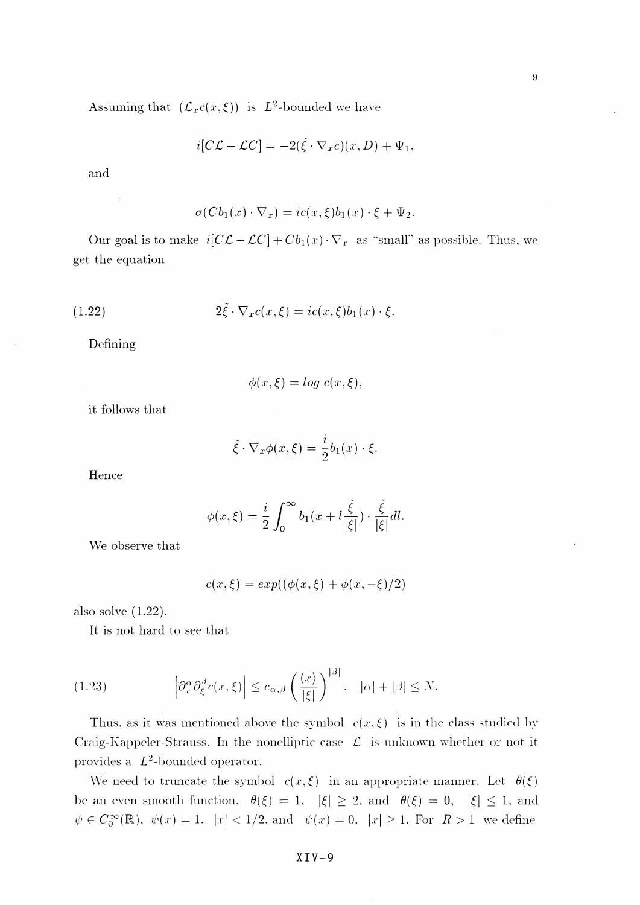Assuming that $(\mathcal{L}_x c(x,\xi))$ is $L^2$-bounded we have

$$i[C\mathcal{L} - \mathcal{L}C] = -2(\tilde{\xi} \cdot \nabla_x c)(x, D) + \Psi_1,$$

and

$$\sigma(Cb_1(x) \cdot \nabla_x) = ic(x,\xi) b_1(x) \cdot \xi + \Psi_2.$$

Our goal is to make $i[C\mathcal{L} - \mathcal{L}C] + Cb_1(x) \cdot \nabla_x$ as "small" as possible. Thus, we get the equation

$$2\tilde{\xi} \cdot \nabla_x c(x,\xi) = ic(x,\xi) b_1(x) \cdot \xi. \tag{1.22}$$

Defining

$$\phi(x,\xi) = \log c(x,\xi),$$

it follows that

$$\tilde{\xi} \cdot \nabla_x \phi(x,\xi) = \frac{i}{2} b_1(x) \cdot \xi.$$

Hence

$$\phi(x,\xi) = \frac{i}{2} \int_0^\infty b_1\left(x + l\frac{\tilde{\xi}}{|\xi|}\right) \cdot \frac{\tilde{\xi}}{|\xi|} dl.$$

We observe that

$$c(x,\xi) = exp((\phi(x,\xi) + \phi(x,-\xi)/2)$$

also solve (1.22).

It is not hard to see that

$$\left|\partial_x^\alpha \partial_\xi^\beta c(x,\xi)\right| \leq c_{\alpha,\beta} \left(\frac{\langle x \rangle}{|\xi|}\right)^{|\beta|}, \quad |\alpha| + |\beta| \leq N. \tag{1.23}$$

Thus, as it was mentioned above the symbol $c(x,\xi)$ is in the class studied by Craig-Kappeler-Strauss. In the nonelliptic case $\mathcal{L}$ is unknown whether or not it provides a $L^2$-bounded operator.

We need to truncate the symbol $c(x,\xi)$ in an appropriate manner. Let $\theta(\xi)$ be an even smooth function, $\theta(\xi) = 1$, $|\xi| \geq 2$, and $\theta(\xi) = 0$, $|\xi| \leq 1$, and $\psi \in C_0^\infty(\mathbb{R})$, $\psi(x) = 1$, $|x| < 1/2$, and $\psi(x) = 0$, $|x| \geq 1$. For $R > 1$ we define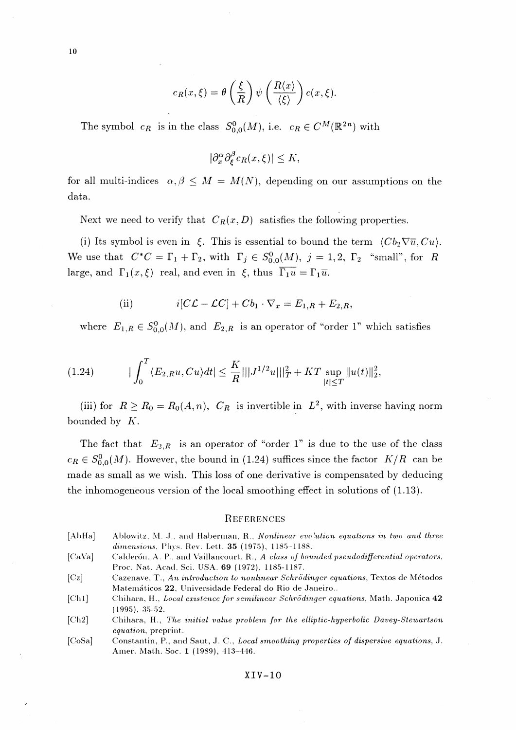$$c_R(x,\xi) = \theta\left(\frac{\xi}{R}\right)\psi\left(\frac{R\langle x\rangle}{\langle\xi\rangle}\right)c(x,\xi).$$

The symbol $c_R$ is in the class $S^0_{0,0}(M)$, i.e. $c_R \in C^M(\mathbb{R}^{2n})$ with

$$|\partial_x^\alpha \partial_\xi^\beta c_R(x,\xi)| \le K,$$

for all multi-indices $\alpha, \beta \le M = M(N)$, depending on our assumptions on the data.

Next we need to verify that $C_R(x,D)$ satisfies the following properties.

(i) Its symbol is even in $\xi$. This is essential to bound the term $\langle Cb_2\nabla\overline{u}, Cu\rangle$. We use that $C^*C = \Gamma_1 + \Gamma_2$, with $\Gamma_j \in S^0_{0,0}(M)$, $j = 1,2$, $\Gamma_2$ "small", for $R$ large, and $\Gamma_1(x,\xi)$ real, and even in $\xi$, thus $\overline{\Gamma_1 u} = \Gamma_1\overline{u}$.

$$\text{(ii)} \qquad i[C\mathcal{L} - \mathcal{L}C] + Cb_1\cdot\nabla_x = E_{1,R} + E_{2,R},$$

where $E_{1,R} \in S^0_{0,0}(M)$, and $E_{2,R}$ is an operator of "order 1" which satisfies

$$(1.24) \qquad \left|\int_0^T \langle E_{2,R}u, Cu\rangle dt\right| \le \frac{K}{R}|||J^{1/2}u|||_T^2 + KT\sup_{|t|\le T}\|u(t)\|_2^2,$$

(iii) for $R \ge R_0 = R_0(A,n)$, $C_R$ is invertible in $L^2$, with inverse having norm bounded by $K$.

The fact that $E_{2,R}$ is an operator of "order 1" is due to the use of the class $c_R \in S^0_{0,0}(M)$. However, the bound in (1.24) suffices since the factor $K/R$ can be made as small as we wish. This loss of one derivative is compensated by deducing the inhomogeneous version of the local smoothing effect in solutions of (1.13).

## References

- [AbHa] Ablowitz, M. J., and Haberman, R., *Nonlinear evolution equations in two and three dimensions*, Phys. Rev. Lett. **35** (1975), 1185-1188.
- [CaVa] Calderón, A. P., and Vaillancourt, R., *A class of bounded pseudodifferential operators*, Proc. Nat. Acad. Sci. USA. **69** (1972), 1185-1187.
- [Cz] Cazenave, T., *An introduction to nonlinear Schrödinger equations*, Textos de Métodos Matemáticos **22**, Universidade Federal do Rio de Janeiro..
- [Ch1] Chihara, H., *Local existence for semilinear Schrödinger equations*, Math. Japonica **42** (1995), 35-52.
- [Ch2] Chihara, H., *The initial value problem for the elliptic-hyperbolic Davey-Stewartson equation*, preprint.
- [CoSa] Constantin, P., and Saut, J. C., *Local smoothing properties of dispersive equations*, J. Amer. Math. Soc. **1** (1989), 413-446.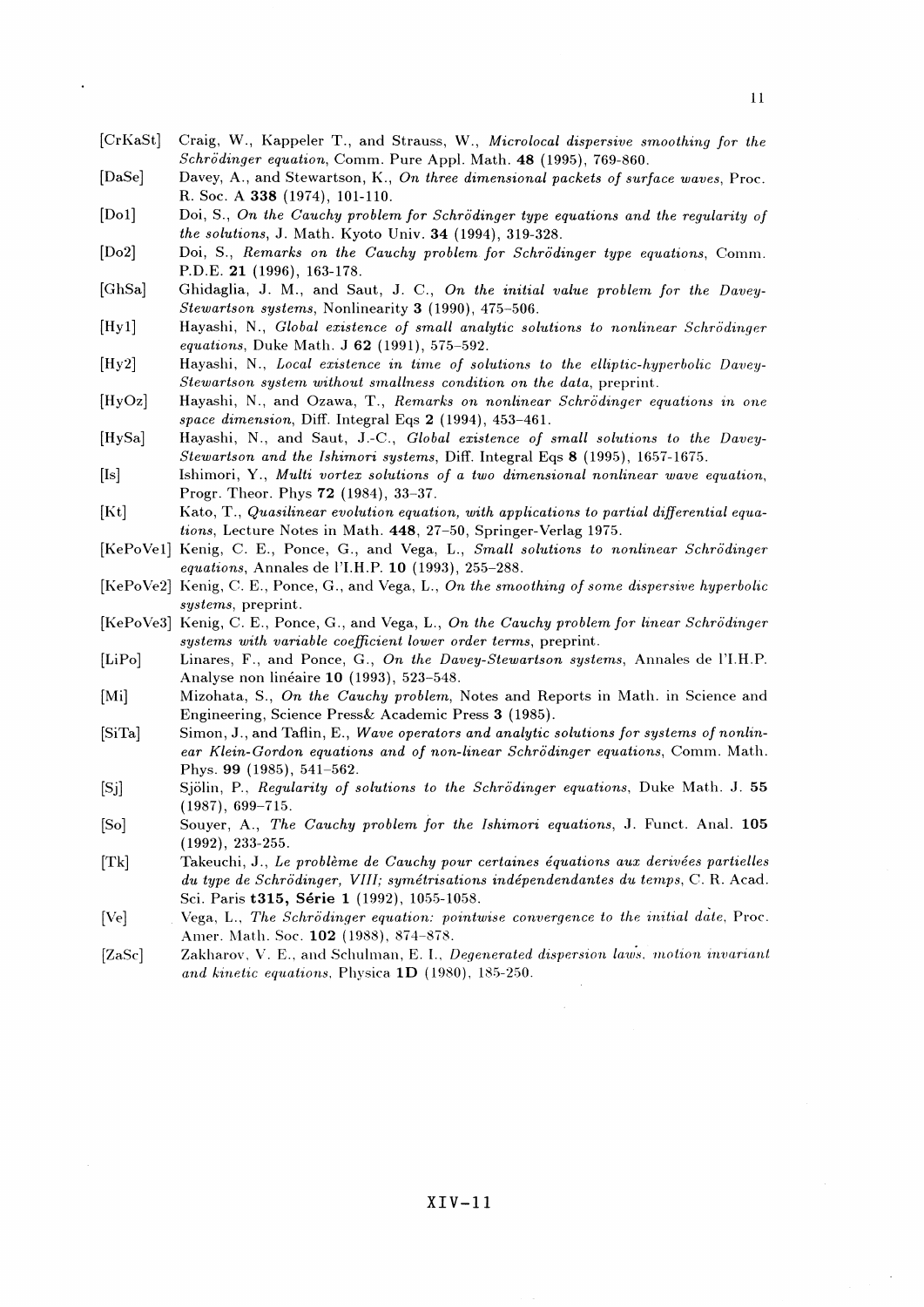[CrKaSt] Craig, W., Kappeler T., and Strauss, W., *Microlocal dispersive smoothing for the Schrödinger equation*, Comm. Pure Appl. Math. **48** (1995), 769-860.

[DaSe] Davey, A., and Stewartson, K., *On three dimensional packets of surface waves*, Proc. R. Soc. A **338** (1974), 101-110.

[Do1] Doi, S., *On the Cauchy problem for Schrödinger type equations and the regularity of the solutions*, J. Math. Kyoto Univ. **34** (1994), 319-328.

[Do2] Doi, S., *Remarks on the Cauchy problem for Schrödinger type equations*, Comm. P.D.E. **21** (1996), 163-178.

[GhSa] Ghidaglia, J. M., and Saut, J. C., *On the initial value problem for the Davey-Stewartson systems*, Nonlinearity **3** (1990), 475-506.

[Hy1] Hayashi, N., *Global existence of small analytic solutions to nonlinear Schrödinger equations*, Duke Math. J **62** (1991), 575-592.

[Hy2] Hayashi, N., *Local existence in time of solutions to the elliptic-hyperbolic Davey-Stewartson system without smallness condition on the data*, preprint.

[HyOz] Hayashi, N., and Ozawa, T., *Remarks on nonlinear Schrödinger equations in one space dimension*, Diff. Integral Eqs **2** (1994), 453-461.

[HySa] Hayashi, N., and Saut, J.-C., *Global existence of small solutions to the Davey-Stewartson and the Ishimori systems*, Diff. Integral Eqs **8** (1995), 1657-1675.

[Is] Ishimori, Y., *Multi vortex solutions of a two dimensional nonlinear wave equation*, Progr. Theor. Phys **72** (1984), 33-37.

[Kt] Kato, T., *Quasilinear evolution equation, with applications to partial differential equations*, Lecture Notes in Math. **448**, 27-50, Springer-Verlag 1975.

[KePoVe1] Kenig, C. E., Ponce, G., and Vega, L., *Small solutions to nonlinear Schrödinger equations*, Annales de l'I.H.P. **10** (1993), 255-288.

[KePoVe2] Kenig, C. E., Ponce, G., and Vega, L., *On the smoothing of some dispersive hyperbolic systems*, preprint.

[KePoVe3] Kenig, C. E., Ponce, G., and Vega, L., *On the Cauchy problem for linear Schrödinger systems with variable coefficient lower order terms*, preprint.

[LiPo] Linares, F., and Ponce, G., *On the Davey-Stewartson systems*, Annales de l'I.H.P. Analyse non linéaire **10** (1993), 523-548.

[Mi] Mizohata, S., *On the Cauchy problem*, Notes and Reports in Math. in Science and Engineering, Science Press& Academic Press **3** (1985).

[SiTa] Simon, J., and Taflin, E., *Wave operators and analytic solutions for systems of nonlinear Klein-Gordon equations and of non-linear Schrödinger equations*, Comm. Math. Phys. **99** (1985), 541-562.

[Sj] Sjölin, P., *Regularity of solutions to the Schrödinger equations*, Duke Math. J. **55** (1987), 699-715.

[So] Souyer, A., *The Cauchy problem for the Ishimori equations*, J. Funct. Anal. **105** (1992), 233-255.

[Tk] Takeuchi, J., *Le problème de Cauchy pour certaines équations aux derivées partielles du type de Schrödinger, VIII; symétrisations indépendendantes du temps*, C. R. Acad. Sci. Paris **t315, Série 1** (1992), 1055-1058.

[Ve] Vega, L., *The Schrödinger equation: pointwise convergence to the initial date*, Proc. Amer. Math. Soc. **102** (1988), 874-878.

[ZaSc] Zakharov, V. E., and Schulman, E. I., *Degenerated dispersion laws. motion invariant and kinetic equations*, Physica **1D** (1980), 185-250.